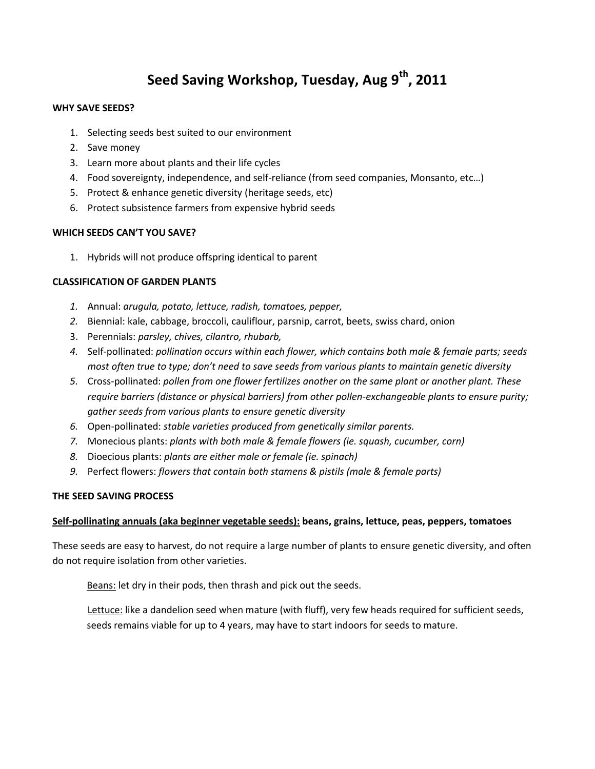# Seed Saving Workshop, Tuesday, Aug 9th, 2011

**WHY SAVE SEEDS?**

1. Selecting seeds best suited to our environment
2. Save money
3. Learn more about plants and their life cycles
4. Food sovereignty, independence, and self-reliance (from seed companies, Monsanto, etc…)
5. Protect & enhance genetic diversity (heritage seeds, etc)
6. Protect subsistence farmers from expensive hybrid seeds

**WHICH SEEDS CAN'T YOU SAVE?**

1. Hybrids will not produce offspring identical to parent

**CLASSIFICATION OF GARDEN PLANTS**

1. Annual: *arugula, potato, lettuce, radish, tomatoes, pepper,*
2. Biennial: kale, cabbage, broccoli, cauliflour, parsnip, carrot, beets, swiss chard, onion
3. Perennials: *parsley, chives, cilantro, rhubarb,*
4. Self-pollinated: *pollination occurs within each flower, which contains both male & female parts; seeds most often true to type; don't need to save seeds from various plants to maintain genetic diversity*
5. Cross-pollinated: *pollen from one flower fertilizes another on the same plant or another plant. These require barriers (distance or physical barriers) from other pollen-exchangeable plants to ensure purity; gather seeds from various plants to ensure genetic diversity*
6. Open-pollinated: *stable varieties produced from genetically similar parents.*
7. Monecious plants: *plants with both male & female flowers (ie. squash, cucumber, corn)*
8. Dioecious plants: *plants are either male or female (ie. spinach)*
9. Perfect flowers: *flowers that contain both stamens & pistils (male & female parts)*

**THE SEED SAVING PROCESS**

**Self-pollinating annuals (aka beginner vegetable seeds): beans, grains, lettuce, peas, peppers, tomatoes**

These seeds are easy to harvest, do not require a large number of plants to ensure genetic diversity, and often do not require isolation from other varieties.

Beans: let dry in their pods, then thrash and pick out the seeds.

Lettuce: like a dandelion seed when mature (with fluff), very few heads required for sufficient seeds, seeds remains viable for up to 4 years, may have to start indoors for seeds to mature.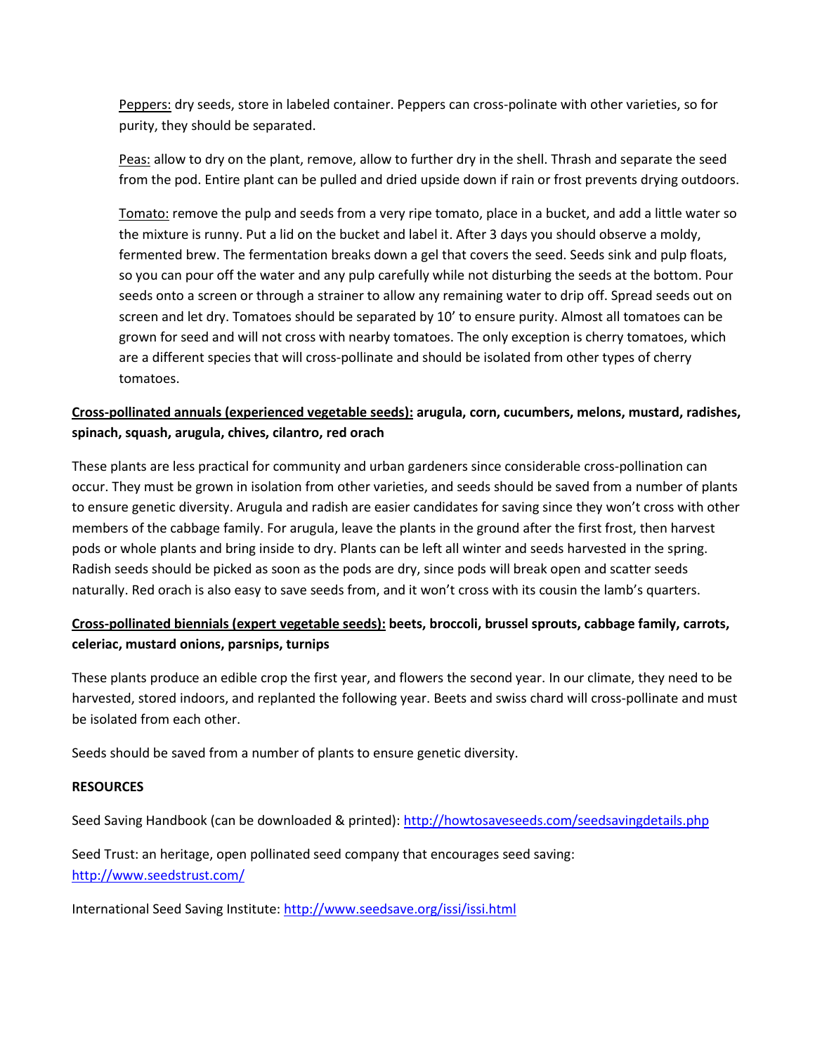Peppers: dry seeds, store in labeled container. Peppers can cross-polinate with other varieties, so for purity, they should be separated.

Peas: allow to dry on the plant, remove, allow to further dry in the shell. Thrash and separate the seed from the pod. Entire plant can be pulled and dried upside down if rain or frost prevents drying outdoors.

Tomato: remove the pulp and seeds from a very ripe tomato, place in a bucket, and add a little water so the mixture is runny. Put a lid on the bucket and label it. After 3 days you should observe a moldy, fermented brew. The fermentation breaks down a gel that covers the seed. Seeds sink and pulp floats, so you can pour off the water and any pulp carefully while not disturbing the seeds at the bottom. Pour seeds onto a screen or through a strainer to allow any remaining water to drip off. Spread seeds out on screen and let dry. Tomatoes should be separated by 10' to ensure purity. Almost all tomatoes can be grown for seed and will not cross with nearby tomatoes. The only exception is cherry tomatoes, which are a different species that will cross-pollinate and should be isolated from other types of cherry tomatoes.

**Cross-pollinated annuals (experienced vegetable seeds): arugula, corn, cucumbers, melons, mustard, radishes, spinach, squash, arugula, chives, cilantro, red orach**

These plants are less practical for community and urban gardeners since considerable cross-pollination can occur. They must be grown in isolation from other varieties, and seeds should be saved from a number of plants to ensure genetic diversity. Arugula and radish are easier candidates for saving since they won't cross with other members of the cabbage family. For arugula, leave the plants in the ground after the first frost, then harvest pods or whole plants and bring inside to dry. Plants can be left all winter and seeds harvested in the spring. Radish seeds should be picked as soon as the pods are dry, since pods will break open and scatter seeds naturally. Red orach is also easy to save seeds from, and it won't cross with its cousin the lamb's quarters.

**Cross-pollinated biennials (expert vegetable seeds): beets, broccoli, brussel sprouts, cabbage family, carrots, celeriac, mustard onions, parsnips, turnips**

These plants produce an edible crop the first year, and flowers the second year. In our climate, they need to be harvested, stored indoors, and replanted the following year. Beets and swiss chard will cross-pollinate and must be isolated from each other.

Seeds should be saved from a number of plants to ensure genetic diversity.

**RESOURCES**

Seed Saving Handbook (can be downloaded & printed): http://howtosaveseeds.com/seedsavingdetails.php

Seed Trust: an heritage, open pollinated seed company that encourages seed saving: http://www.seedstrust.com/

International Seed Saving Institute: http://www.seedsave.org/issi/issi.html